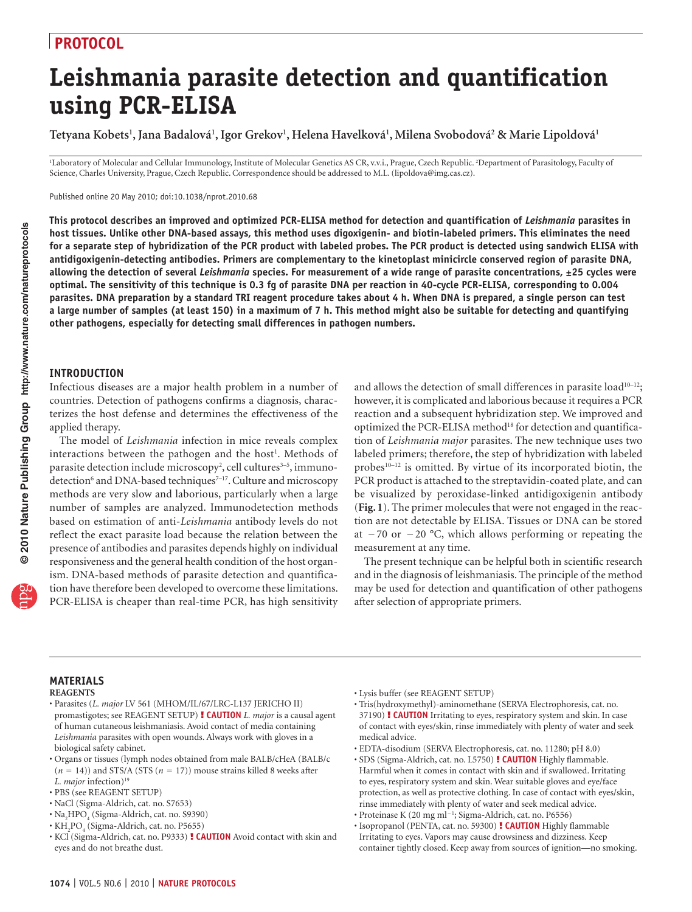PROTOCOL

# Leishmania parasite detection and quantification using PCR-ELISA

**Tetyana Kobets[1], Jana Badalová[1], Igor Grekov[1], Helena Havelková[1], Milena Svobodová[2] & Marie Lipoldová[1]**

[1]Laboratory of Molecular and Cellular Immunology, Institute of Molecular Genetics AS CR, v.v.i., Prague, Czech Republic. [2]Department of Parasitology, Faculty of Science, Charles University, Prague, Czech Republic. Correspondence should be addressed to M.L. (lipoldova@img.cas.cz).

Published online 20 May 2010; doi:10.1038/nprot.2010.68

**This protocol describes an improved and optimized PCR-ELISA method for detection and quantification of *Leishmania* parasites in host tissues. Unlike other DNA-based assays, this method uses digoxigenin- and biotin-labeled primers. This eliminates the need for a separate step of hybridization of the PCR product with labeled probes. The PCR product is detected using sandwich ELISA with antidigoxigenin-detecting antibodies. Primers are complementary to the kinetoplast minicircle conserved region of parasite DNA, allowing the detection of several *Leishmania* species. For measurement of a wide range of parasite concentrations, ±25 cycles were optimal. The sensitivity of this technique is 0.3 fg of parasite DNA per reaction in 40-cycle PCR-ELISA, corresponding to 0.004 parasites. DNA preparation by a standard TRI reagent procedure takes about 4 h. When DNA is prepared, a single person can test a large number of samples (at least 150) in a maximum of 7 h. This method might also be suitable for detecting and quantifying other pathogens, especially for detecting small differences in pathogen numbers.**

## INTRODUCTION

Infectious diseases are a major health problem in a number of countries. Detection of pathogens confirms a diagnosis, characterizes the host defense and determines the effectiveness of the applied therapy.

The model of *Leishmania* infection in mice reveals complex interactions between the pathogen and the host[1]. Methods of parasite detection include microscopy[2], cell cultures[3–5], immunodetection[6] and DNA-based techniques[7–17]. Culture and microscopy methods are very slow and laborious, particularly when a large number of samples are analyzed. Immunodetection methods based on estimation of anti-*Leishmania* antibody levels do not reflect the exact parasite load because the relation between the presence of antibodies and parasites depends highly on individual responsiveness and the general health condition of the host organism. DNA-based methods of parasite detection and quantification have therefore been developed to overcome these limitations. PCR-ELISA is cheaper than real-time PCR, has high sensitivity and allows the detection of small differences in parasite load[10–12]; however, it is complicated and laborious because it requires a PCR reaction and a subsequent hybridization step. We improved and optimized the PCR-ELISA method[18] for detection and quantification of *Leishmania major* parasites. The new technique uses two labeled primers; therefore, the step of hybridization with labeled probes[10–12] is omitted. By virtue of its incorporated biotin, the PCR product is attached to the streptavidin-coated plate, and can be visualized by peroxidase-linked antidigoxigenin antibody (**Fig. 1**). The primer molecules that were not engaged in the reaction are not detectable by ELISA. Tissues or DNA can be stored at −70 or −20 °C, which allows performing or repeating the measurement at any time.

The present technique can be helpful both in scientific research and in the diagnosis of leishmaniases. The principle of the method may be used for detection and quantification of other pathogens after selection of appropriate primers.

## MATERIALS

### REAGENTS

- Parasites (*L. major* LV 561 (MHOM/IL/67/LRC-L137 JERICHO II) promastigotes; see REAGENT SETUP) **! CAUTION** *L. major* is a causal agent of human cutaneous leishmaniasis. Avoid contact of media containing *Leishmania* parasites with open wounds. Always work with gloves in a biological safety cabinet.
- Organs or tissues (lymph nodes obtained from male BALB/cHeA (BALB/c ($n$ = 14)) and STS/A (STS ($n$ = 17)) mouse strains killed 8 weeks after *L. major* infection)[19]
- PBS (see REAGENT SETUP)
- NaCl (Sigma-Aldrich, cat. no. S7653)
- $Na_2HPO_4$ (Sigma-Aldrich, cat. no. S9390)
- $KH_2PO_4$ (Sigma-Aldrich, cat. no. P5655)
- KCl (Sigma-Aldrich, cat. no. P9333) **! CAUTION** Avoid contact with skin and eyes and do not breathe dust.
- Lysis buffer (see REAGENT SETUP)
- Tris(hydroxymethyl)-aminomethane (SERVA Electrophoresis, cat. no. 37190) **! CAUTION** Irritating to eyes, respiratory system and skin. In case of contact with eyes/skin, rinse immediately with plenty of water and seek medical advice.
- EDTA-disodium (SERVA Electrophoresis, cat. no. 11280; pH 8.0)
- SDS (Sigma-Aldrich, cat. no. L5750) **! CAUTION** Highly flammable. Harmful when it comes in contact with skin and if swallowed. Irritating to eyes, respiratory system and skin. Wear suitable gloves and eye/face protection, as well as protective clothing. In case of contact with eyes/skin, rinse immediately with plenty of water and seek medical advice.
- Proteinase K (20 mg ml$^{-1}$; Sigma-Aldrich, cat. no. P6556)
- Isopropanol (PENTA, cat. no. 59300) **! CAUTION** Highly flammable Irritating to eyes. Vapors may cause drowsiness and dizziness. Keep container tightly closed. Keep away from sources of ignition—no smoking.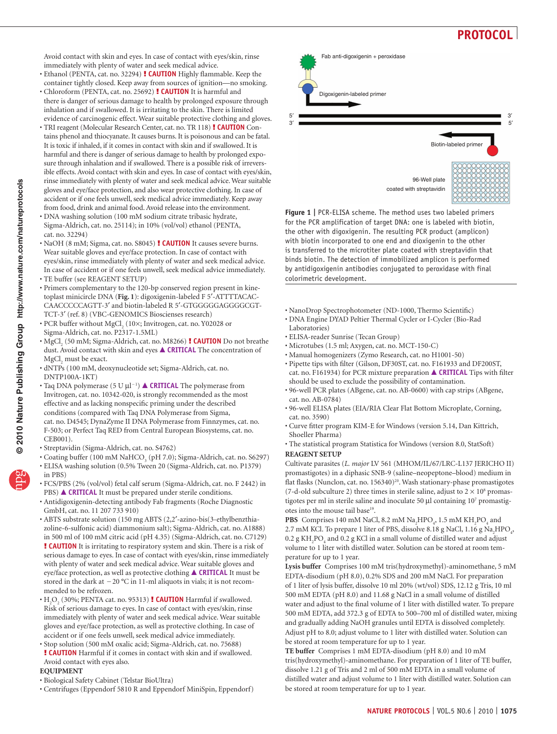Avoid contact with skin and eyes. In case of contact with eyes/skin, rinse immediately with plenty of water and seek medical advice.

- Ethanol (PENTA, cat. no. 32294) **! CAUTION** Highly flammable. Keep the container tightly closed. Keep away from sources of ignition—no smoking.
- Chloroform (PENTA, cat. no. 25692) **! CAUTION** It is harmful and there is danger of serious damage to health by prolonged exposure through inhalation and if swallowed. It is irritating to the skin. There is limited evidence of carcinogenic effect. Wear suitable protective clothing and gloves.
- TRI reagent (Molecular Research Center, cat. no. TR 118) **! CAUTION** Contains phenol and thiocyanate. It causes burns. It is poisonous and can be fatal. It is toxic if inhaled, if it comes in contact with skin and if swallowed. It is harmful and there is danger of serious damage to health by prolonged exposure through inhalation and if swallowed. There is a possible risk of irreversible effects. Avoid contact with skin and eyes. In case of contact with eyes/skin, rinse immediately with plenty of water and seek medical advice. Wear suitable gloves and eye/face protection, and also wear protective clothing. In case of accident or if one feels unwell, seek medical advice immediately. Keep away from food, drink and animal food. Avoid release into the environment.
- DNA washing solution (100 mM sodium citrate tribasic hydrate, Sigma-Aldrich, cat. no. 25114); in 10% (vol/vol) ethanol (PENTA, cat. no. 32294)
- NaOH (8 mM; Sigma, cat. no. S8045) **! CAUTION** It causes severe burns. Wear suitable gloves and eye/face protection. In case of contact with eyes/skin, rinse immediately with plenty of water and seek medical advice. In case of accident or if one feels unwell, seek medical advice immediately.
- TE buffer (see REAGENT SETUP)
- Primers complementary to the 120-bp conserved region present in kinetoplast minicircle DNA (**Fig. 1**): digoxigenin-labeled F 5′-ATTTTACACCAACCCCCAGTT-3′ and biotin-labeled R 5′-GTGGGGGAGGGGCGTTCT-3′ (ref. 8) (VBC-GENOMICS Bioscienses research)
- PCR buffer without $MgCl_2$ (10×; Invitrogen, cat. no. Y02028 or Sigma-Aldrich, cat. no. P2317-1.5ML)
- $MgCl_2$ (50 mM; Sigma-Aldrich, cat. no. M8266) **! CAUTION** Do not breathe dust. Avoid contact with skin and eyes **▲ CRITICAL** The concentration of $MgCl_2$ must be exact.
- dNTPs (100 mM, deoxynucleotide set; Sigma-Aldrich, cat. no. DNTP100A-1KT)
- Taq DNA polymerase (5 U $\mu l^{-1}$) **▲ CRITICAL** The polymerase from Invitrogen, cat. no. 10342-020, is strongly recommended as the most effective and as lacking nonspecific priming under the described conditions (compared with Taq DNA Polymerase from Sigma, cat. no. D4545; DynaZyme II DNA Polymerase from Finnzymes, cat. no. F-503; or Perfect Taq RED from Central European Biosystems, cat. no. CEB001).
- Streptavidin (Sigma-Aldrich, cat. no. S4762)
- Coating buffer (100 mM $NaHCO_3$ (pH 7.0); Sigma-Aldrich, cat. no. S6297)
- ELISA washing solution (0.5% Tween 20 (Sigma-Aldrich, cat. no. P1379) in PBS)
- FCS/PBS (2% (vol/vol) fetal calf serum (Sigma-Aldrich, cat. no. F 2442) in PBS) **▲ CRITICAL** It must be prepared under sterile conditions.
- Antidigoxigenin-detecting antibody Fab fragments (Roche Diagnostic GmbH, cat. no. 11 207 733 910)
- ABTS substrate solution (150 mg ABTS (2,2′-azino-bis(3-ethylbenzthiazoline-6-sulfonic acid) diammonium salt); Sigma-Aldrich, cat. no. A1888) in 500 ml of 100 mM citric acid (pH 4.35) (Sigma-Aldrich, cat. no. C7129) **! CAUTION** It is irritating to respiratory system and skin. There is a risk of serious damage to eyes. In case of contact with eyes/skin, rinse immediately with plenty of water and seek medical advice. Wear suitable gloves and eye/face protection, as well as protective clothing **▲ CRITICAL** It must be stored in the dark at −20 °C in 11-ml aliquots in vials; it is not recommended to be refrozen.
- $H_2O_2$ (30%; PENTA cat. no. 95313) **! CAUTION** Harmful if swallowed. Risk of serious damage to eyes. In case of contact with eyes/skin, rinse immediately with plenty of water and seek medical advice. Wear suitable gloves and eye/face protection, as well as protective clothing. In case of accident or if one feels unwell, seek medical advice immediately.
- Stop solution (500 mM oxalic acid; Sigma-Aldrich, cat. no. 75688) **! CAUTION** Harmful if it comes in contact with skin and if swallowed. Avoid contact with eyes also.

### EQUIPMENT

- Biological Safety Cabinet (Telstar BioUltra)
- Centrifuges (Eppendorf 5810 R and Eppendorf MiniSpin, Eppendorf)

**Figure 1 |** PCR-ELISA scheme. The method uses two labeled primers for the PCR amplification of target DNA: one is labeled with biotin, the other with digoxigenin. The resulting PCR product (amplicon) with biotin incorporated to one end and dioxigenin to the other is transferred to the microtiter plate coated with streptavidin that binds biotin. The detection of immobilized amplicon is performed by antidigoxigenin antibodies conjugated to peroxidase with final colorimetric development.

- NanoDrop Spectrophotometer (ND-1000, Thermo Scientific)
- DNA Engine DYAD Peltier Thermal Cycler or I-Cycler (Bio-Rad Laboratories)
- ELISA-reader Sunrise (Tecan Group)
- Microtubes (1.5 ml; Axygen, cat. no. MCT-150-C)
- Manual homogenizers (Zymo Research, cat. no H1001-50)
- Pipette tips with filter (Gilson, DF30ST, cat. no. F161933 and DF200ST, cat. no. F161934) for PCR mixture preparation **▲ CRITICAL** Tips with filter should be used to exclude the possibility of contamination.
- 96-well PCR plates (ABgene, cat. no. AB-0600) with cap strips (ABgene, cat. no. AB-0784)
- 96-well ELISA plates (EIA/RIA Clear Flat Bottom Microplate, Corning, cat. no. 3590)
- Curve fitter program KIM-E for Windows (version 5.14, Dan Kittrich, Shoeller Pharma)
- The statistical program Statistica for Windows (version 8.0, StatSoft)

### REAGENT SETUP

Cultivate parasites (*L. major* LV 561 (MHOM/IL/67/LRC-L137 JERICHO II) promastigotes) in a diphasic SNB-9 (saline–neopeptone–blood) medium in flat flasks (Nunclon, cat. no. 156340)[20]. Wash stationary-phase promastigotes (7-d-old subculture 2) three times in sterile saline, adjust to $2 \times 10^8$ promastigotes per ml in sterile saline and inoculate 50 µl containing $10^7$ promastigotes into the mouse tail base[19].

**PBS** Comprises 140 mM NaCl, 8.2 mM $Na_2HPO_4$, 1.5 mM $KH_2PO_4$ and 2.7 mM KCl. To prepare 1 liter of PBS, dissolve 8.18 g NaCl, 1.16 g $Na_2HPO_4$, 0.2 g $KH_2PO_4$ and 0.2 g KCl in a small volume of distilled water and adjust volume to 1 liter with distilled water. Solution can be stored at room temperature for up to 1 year.

**Lysis buffer** Comprises 100 mM tris(hydroxymethyl)-aminomethane, 5 mM EDTA-disodium (pH 8.0), 0.2% SDS and 200 mM NaCl. For preparation of 1 liter of lysis buffer, dissolve 10 ml 20% (wt/vol) SDS, 12.12 g Tris, 10 ml 500 mM EDTA (pH 8.0) and 11.68 g NaCl in a small volume of distilled water and adjust to the final volume of 1 liter with distilled water. To prepare 500 mM EDTA, add 372.3 g of EDTA to 500–700 ml of distilled water, mixing and gradually adding NaOH granules until EDTA is dissolved completely. Adjust pH to 8.0; adjust volume to 1 liter with distilled water. Solution can be stored at room temperature for up to 1 year.

**TE buffer** Comprises 1 mM EDTA-disodium (pH 8.0) and 10 mM tris(hydroxymethyl)-aminomethane. For preparation of 1 liter of TE buffer, dissolve 1.21 g of Tris and 2 ml of 500 mM EDTA in a small volume of distilled water and adjust volume to 1 liter with distilled water. Solution can be stored at room temperature for up to 1 year.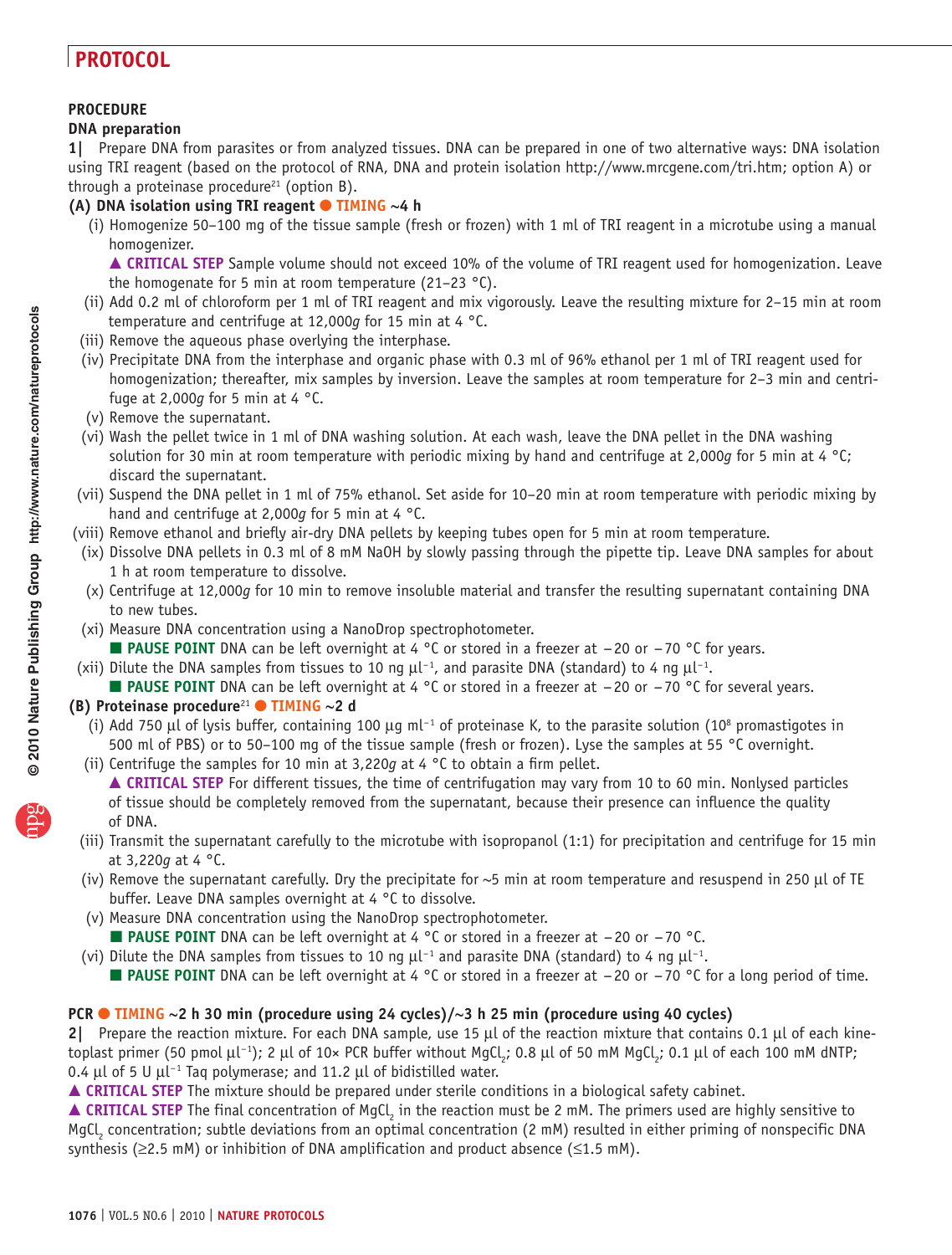## PROCEDURE

### DNA preparation

**1|** Prepare DNA from parasites or from analyzed tissues. DNA can be prepared in one of two alternative ways: DNA isolation using TRI reagent (based on the protocol of RNA, DNA and protein isolation http://www.mrcgene.com/tri.htm; option A) or through a proteinase procedure[21] (option B).

**(A) DNA isolation using TRI reagent ● TIMING ~4 h**

(i) Homogenize 50–100 mg of the tissue sample (fresh or frozen) with 1 ml of TRI reagent in a microtube using a manual homogenizer.

▲ **CRITICAL STEP** Sample volume should not exceed 10% of the volume of TRI reagent used for homogenization. Leave the homogenate for 5 min at room temperature (21–23 °C).

(ii) Add 0.2 ml of chloroform per 1 ml of TRI reagent and mix vigorously. Leave the resulting mixture for 2–15 min at room temperature and centrifuge at 12,000*g* for 15 min at 4 °C.

(iii) Remove the aqueous phase overlying the interphase.

(iv) Precipitate DNA from the interphase and organic phase with 0.3 ml of 96% ethanol per 1 ml of TRI reagent used for homogenization; thereafter, mix samples by inversion. Leave the samples at room temperature for 2–3 min and centrifuge at 2,000*g* for 5 min at 4 °C.

(v) Remove the supernatant.

(vi) Wash the pellet twice in 1 ml of DNA washing solution. At each wash, leave the DNA pellet in the DNA washing solution for 30 min at room temperature with periodic mixing by hand and centrifuge at 2,000*g* for 5 min at 4 °C; discard the supernatant.

(vii) Suspend the DNA pellet in 1 ml of 75% ethanol. Set aside for 10–20 min at room temperature with periodic mixing by hand and centrifuge at 2,000*g* for 5 min at 4 °C.

(viii) Remove ethanol and briefly air-dry DNA pellets by keeping tubes open for 5 min at room temperature.

(ix) Dissolve DNA pellets in 0.3 ml of 8 mM NaOH by slowly passing through the pipette tip. Leave DNA samples for about 1 h at room temperature to dissolve.

(x) Centrifuge at 12,000*g* for 10 min to remove insoluble material and transfer the resulting supernatant containing DNA to new tubes.

(xi) Measure DNA concentration using a NanoDrop spectrophotometer.

■ **PAUSE POINT** DNA can be left overnight at 4 °C or stored in a freezer at −20 or −70 °C for years.

(xii) Dilute the DNA samples from tissues to 10 ng $\mu l^{-1}$, and parasite DNA (standard) to 4 ng $\mu l^{-1}$.

■ **PAUSE POINT** DNA can be left overnight at 4 °C or stored in a freezer at −20 or −70 °C for several years.

**(B) Proteinase procedure[21] ● TIMING ~2 d**

(i) Add 750 µl of lysis buffer, containing 100 µg $ml^{-1}$ of proteinase K, to the parasite solution ($10^8$ promastigotes in 500 ml of PBS) or to 50–100 mg of the tissue sample (fresh or frozen). Lyse the samples at 55 °C overnight.

(ii) Centrifuge the samples for 10 min at 3,220*g* at 4 °C to obtain a firm pellet.

▲ **CRITICAL STEP** For different tissues, the time of centrifugation may vary from 10 to 60 min. Nonlysed particles of tissue should be completely removed from the supernatant, because their presence can influence the quality of DNA.

(iii) Transmit the supernatant carefully to the microtube with isopropanol (1:1) for precipitation and centrifuge for 15 min at 3,220*g* at 4 °C.

(iv) Remove the supernatant carefully. Dry the precipitate for ~5 min at room temperature and resuspend in 250 µl of TE buffer. Leave DNA samples overnight at 4 °C to dissolve.

(v) Measure DNA concentration using the NanoDrop spectrophotometer.

■ **PAUSE POINT** DNA can be left overnight at 4 °C or stored in a freezer at −20 or −70 °C.

(vi) Dilute the DNA samples from tissues to 10 ng $\mu l^{-1}$ and parasite DNA (standard) to 4 ng $\mu l^{-1}$.

■ **PAUSE POINT** DNA can be left overnight at 4 °C or stored in a freezer at −20 or −70 °C for a long period of time.

### PCR ● TIMING ~2 h 30 min (procedure using 24 cycles)/~3 h 25 min (procedure using 40 cycles)

**2|** Prepare the reaction mixture. For each DNA sample, use 15 µl of the reaction mixture that contains 0.1 µl of each kinetoplast primer (50 pmol $\mu l^{-1}$); 2 µl of 10× PCR buffer without $MgCl_2$; 0.8 µl of 50 mM $MgCl_2$; 0.1 µl of each 100 mM dNTP; 0.4 µl of 5 U $\mu l^{-1}$ Taq polymerase; and 11.2 µl of bidistilled water.

▲ **CRITICAL STEP** The mixture should be prepared under sterile conditions in a biological safety cabinet.

▲ **CRITICAL STEP** The final concentration of $MgCl_2$ in the reaction must be 2 mM. The primers used are highly sensitive to $MgCl_2$ concentration; subtle deviations from an optimal concentration (2 mM) resulted in either priming of nonspecific DNA synthesis (≥2.5 mM) or inhibition of DNA amplification and product absence (≤1.5 mM).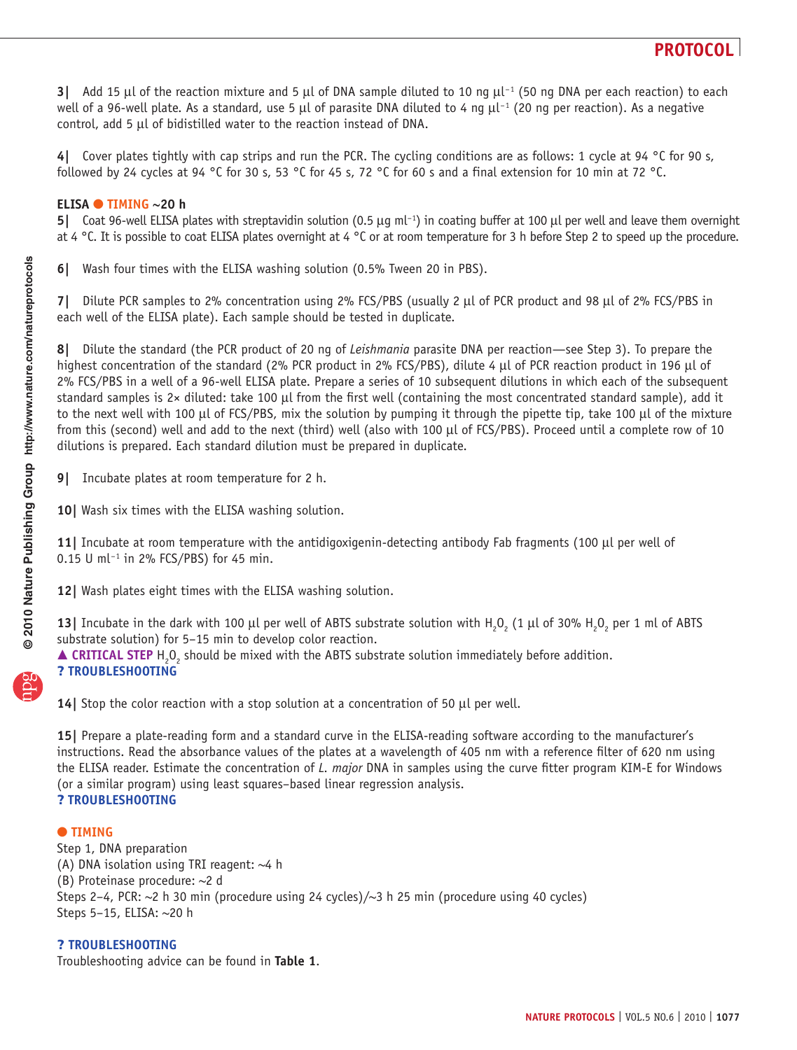**3|** Add 15 μl of the reaction mixture and 5 μl of DNA sample diluted to 10 ng $\mu l^{-1}$ (50 ng DNA per each reaction) to each well of a 96-well plate. As a standard, use 5 μl of parasite DNA diluted to 4 ng $\mu l^{-1}$ (20 ng per reaction). As a negative control, add 5 μl of bidistilled water to the reaction instead of DNA.

**4|** Cover plates tightly with cap strips and run the PCR. The cycling conditions are as follows: 1 cycle at 94 °C for 90 s, followed by 24 cycles at 94 °C for 30 s, 53 °C for 45 s, 72 °C for 60 s and a final extension for 10 min at 72 °C.

**ELISA ● TIMING ~20 h**

**5|** Coat 96-well ELISA plates with streptavidin solution (0.5 μg $ml^{-1}$) in coating buffer at 100 μl per well and leave them overnight at 4 °C. It is possible to coat ELISA plates overnight at 4 °C or at room temperature for 3 h before Step 2 to speed up the procedure.

**6|** Wash four times with the ELISA washing solution (0.5% Tween 20 in PBS).

**7|** Dilute PCR samples to 2% concentration using 2% FCS/PBS (usually 2 μl of PCR product and 98 μl of 2% FCS/PBS in each well of the ELISA plate). Each sample should be tested in duplicate.

**8|** Dilute the standard (the PCR product of 20 ng of *Leishmania* parasite DNA per reaction—see Step 3). To prepare the highest concentration of the standard (2% PCR product in 2% FCS/PBS), dilute 4 μl of PCR reaction product in 196 μl of 2% FCS/PBS in a well of a 96-well ELISA plate. Prepare a series of 10 subsequent dilutions in which each of the subsequent standard samples is 2× diluted: take 100 μl from the first well (containing the most concentrated standard sample), add it to the next well with 100 μl of FCS/PBS, mix the solution by pumping it through the pipette tip, take 100 μl of the mixture from this (second) well and add to the next (third) well (also with 100 μl of FCS/PBS). Proceed until a complete row of 10 dilutions is prepared. Each standard dilution must be prepared in duplicate.

**9|** Incubate plates at room temperature for 2 h.

**10|** Wash six times with the ELISA washing solution.

**11|** Incubate at room temperature with the antidigoxigenin-detecting antibody Fab fragments (100 μl per well of 0.15 U $ml^{-1}$ in 2% FCS/PBS) for 45 min.

**12|** Wash plates eight times with the ELISA washing solution.

**13|** Incubate in the dark with 100 μl per well of ABTS substrate solution with $H_2O_2$ (1 μl of 30% $H_2O_2$ per 1 ml of ABTS substrate solution) for 5–15 min to develop color reaction.

▲ **CRITICAL STEP** $H_2O_2$ should be mixed with the ABTS substrate solution immediately before addition.

**? TROUBLESHOOTING**

**14|** Stop the color reaction with a stop solution at a concentration of 50 μl per well.

**15|** Prepare a plate-reading form and a standard curve in the ELISA-reading software according to the manufacturer's instructions. Read the absorbance values of the plates at a wavelength of 405 nm with a reference filter of 620 nm using the ELISA reader. Estimate the concentration of *L. major* DNA in samples using the curve fitter program KIM-E for Windows (or a similar program) using least squares–based linear regression analysis.

**? TROUBLESHOOTING**

**● TIMING**

Step 1, DNA preparation

(A) DNA isolation using TRI reagent: ~4 h

(B) Proteinase procedure: ~2 d

Steps 2–4, PCR: ~2 h 30 min (procedure using 24 cycles)/~3 h 25 min (procedure using 40 cycles)

Steps 5–15, ELISA: ~20 h

**? TROUBLESHOOTING**

Troubleshooting advice can be found in **Table 1**.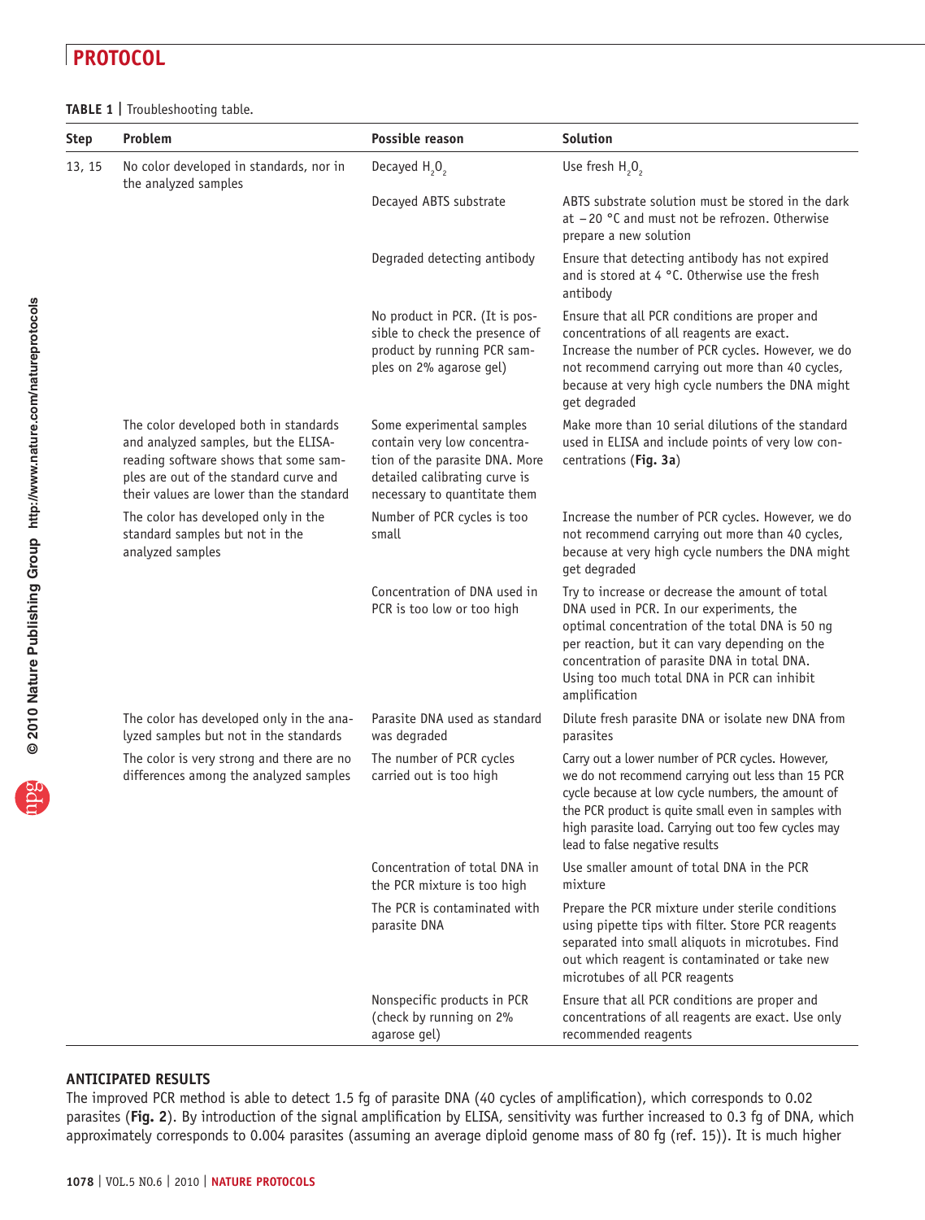**TABLE 1 |** Troubleshooting table.

| Step | Problem | Possible reason | Solution |
|---|---|---|---|
| 13, 15 | No color developed in standards, nor in the analyzed samples | Decayed $H_2O_2$ | Use fresh $H_2O_2$ |
| | | Decayed ABTS substrate | ABTS substrate solution must be stored in the dark at −20 °C and must not be refrozen. Otherwise prepare a new solution |
| | | Degraded detecting antibody | Ensure that detecting antibody has not expired and is stored at 4 °C. Otherwise use the fresh antibody |
| | | No product in PCR. (It is possible to check the presence of product by running PCR samples on 2% agarose gel) | Ensure that all PCR conditions are proper and concentrations of all reagents are exact. Increase the number of PCR cycles. However, we do not recommend carrying out more than 40 cycles, because at very high cycle numbers the DNA might get degraded |
| | The color developed both in standards and analyzed samples, but the ELISA-reading software shows that some samples are out of the standard curve and their values are lower than the standard | Some experimental samples contain very low concentration of the parasite DNA. More detailed calibrating curve is necessary to quantitate them | Make more than 10 serial dilutions of the standard used in ELISA and include points of very low concentrations (**Fig. 3a**) |
| | The color has developed only in the standard samples but not in the analyzed samples | Number of PCR cycles is too small | Increase the number of PCR cycles. However, we do not recommend carrying out more than 40 cycles, because at very high cycle numbers the DNA might get degraded |
| | | Concentration of DNA used in PCR is too low or too high | Try to increase or decrease the amount of total DNA used in PCR. In our experiments, the optimal concentration of the total DNA is 50 ng per reaction, but it can vary depending on the concentration of parasite DNA in total DNA. Using too much total DNA in PCR can inhibit amplification |
| | The color has developed only in the analyzed samples but not in the standards | Parasite DNA used as standard was degraded | Dilute fresh parasite DNA or isolate new DNA from parasites |
| | The color is very strong and there are no differences among the analyzed samples | The number of PCR cycles carried out is too high | Carry out a lower number of PCR cycles. However, we do not recommend carrying out less than 15 PCR cycle because at low cycle numbers, the amount of the PCR product is quite small even in samples with high parasite load. Carrying out too few cycles may lead to false negative results |
| | | Concentration of total DNA in the PCR mixture is too high | Use smaller amount of total DNA in the PCR mixture |
| | | The PCR is contaminated with parasite DNA | Prepare the PCR mixture under sterile conditions using pipette tips with filter. Store PCR reagents separated into small aliquots in microtubes. Find out which reagent is contaminated or take new microtubes of all PCR reagents |
| | | Nonspecific products in PCR (check by running on 2% agarose gel) | Ensure that all PCR conditions are proper and concentrations of all reagents are exact. Use only recommended reagents |

## ANTICIPATED RESULTS

The improved PCR method is able to detect 1.5 fg of parasite DNA (40 cycles of amplification), which corresponds to 0.02 parasites (**Fig. 2**). By introduction of the signal amplification by ELISA, sensitivity was further increased to 0.3 fg of DNA, which approximately corresponds to 0.004 parasites (assuming an average diploid genome mass of 80 fg (ref. 15)). It is much higher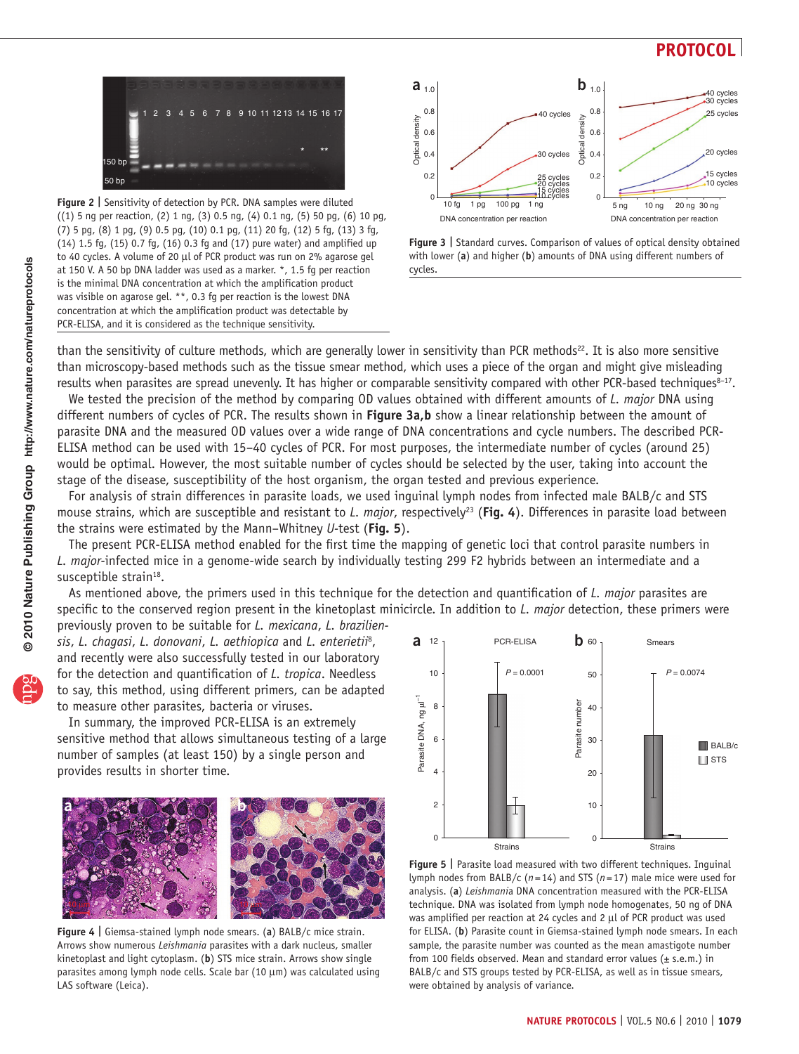Figure 2 | Sensitivity of detection by PCR. DNA samples were diluted ((1) 5 ng per reaction, (2) 1 ng, (3) 0.5 ng, (4) 0.1 ng, (5) 50 pg, (6) 10 pg, (7) 5 pg, (8) 1 pg, (9) 0.5 pg, (10) 0.1 pg, (11) 20 fg, (12) 5 fg, (13) 3 fg, (14) 1.5 fg, (15) 0.7 fg, (16) 0.3 fg and (17) pure water) and amplified up to 40 cycles. A volume of 20 µl of PCR product was run on 2% agarose gel at 150 V. A 50 bp DNA ladder was used as a marker. *, 1.5 fg per reaction is the minimal DNA concentration at which the amplification product was visible on agarose gel. **, 0.3 fg per reaction is the lowest DNA concentration at which the amplification product was detectable by PCR-ELISA, and it is considered as the technique sensitivity.

Figure 3 | Standard curves. Comparison of values of optical density obtained with lower (**a**) and higher (**b**) amounts of DNA using different numbers of cycles.

than the sensitivity of culture methods, which are generally lower in sensitivity than PCR methods[22]. It is also more sensitive than microscopy-based methods such as the tissue smear method, which uses a piece of the organ and might give misleading results when parasites are spread unevenly. It has higher or comparable sensitivity compared with other PCR-based techniques[8–17].

We tested the precision of the method by comparing OD values obtained with different amounts of *L. major* DNA using different numbers of cycles of PCR. The results shown in **Figure 3a,b** show a linear relationship between the amount of parasite DNA and the measured OD values over a wide range of DNA concentrations and cycle numbers. The described PCR-ELISA method can be used with 15–40 cycles of PCR. For most purposes, the intermediate number of cycles (around 25) would be optimal. However, the most suitable number of cycles should be selected by the user, taking into account the stage of the disease, susceptibility of the host organism, the organ tested and previous experience.

For analysis of strain differences in parasite loads, we used inguinal lymph nodes from infected male BALB/c and STS mouse strains, which are susceptible and resistant to *L. major*, respectively[23] (**Fig. 4**). Differences in parasite load between the strains were estimated by the Mann–Whitney *U*-test (**Fig. 5**).

The present PCR-ELISA method enabled for the first time the mapping of genetic loci that control parasite numbers in *L. major*-infected mice in a genome-wide search by individually testing 299 F2 hybrids between an intermediate and a susceptible strain[18].

As mentioned above, the primers used in this technique for the detection and quantification of *L. major* parasites are specific to the conserved region present in the kinetoplast minicircle. In addition to *L. major* detection, these primers were previously proven to be suitable for *L. mexicana*, *L. braziliensis*, *L. chagasi*, *L. donovani*, *L. aethiopica* and *L. enterietii*[8], and recently were also successfully tested in our laboratory for the detection and quantification of *L. tropica*. Needless to say, this method, using different primers, can be adapted to measure other parasites, bacteria or viruses.

In summary, the improved PCR-ELISA is an extremely sensitive method that allows simultaneous testing of a large number of samples (at least 150) by a single person and provides results in shorter time.

Figure 4 | Giemsa-stained lymph node smears. (**a**) BALB/c mice strain. Arrows show numerous *Leishmania* parasites with a dark nucleus, smaller kinetoplast and light cytoplasm. (**b**) STS mice strain. Arrows show single parasites among lymph node cells. Scale bar (10 µm) was calculated using LAS software (Leica).

Figure 5 | Parasite load measured with two different techniques. Inguinal lymph nodes from BALB/c ($n = 14$) and STS ($n = 17$) male mice were used for analysis. (**a**) *Leishmania* DNA concentration measured with the PCR-ELISA technique. DNA was isolated from lymph node homogenates, 50 ng of DNA was amplified per reaction at 24 cycles and 2 µl of PCR product was used for ELISA. (**b**) Parasite count in Giemsa-stained lymph node smears. In each sample, the parasite number was counted as the mean amastigote number from 100 fields observed. Mean and standard error values (± s.e.m.) in BALB/c and STS groups tested by PCR-ELISA, as well as in tissue smears, were obtained by analysis of variance.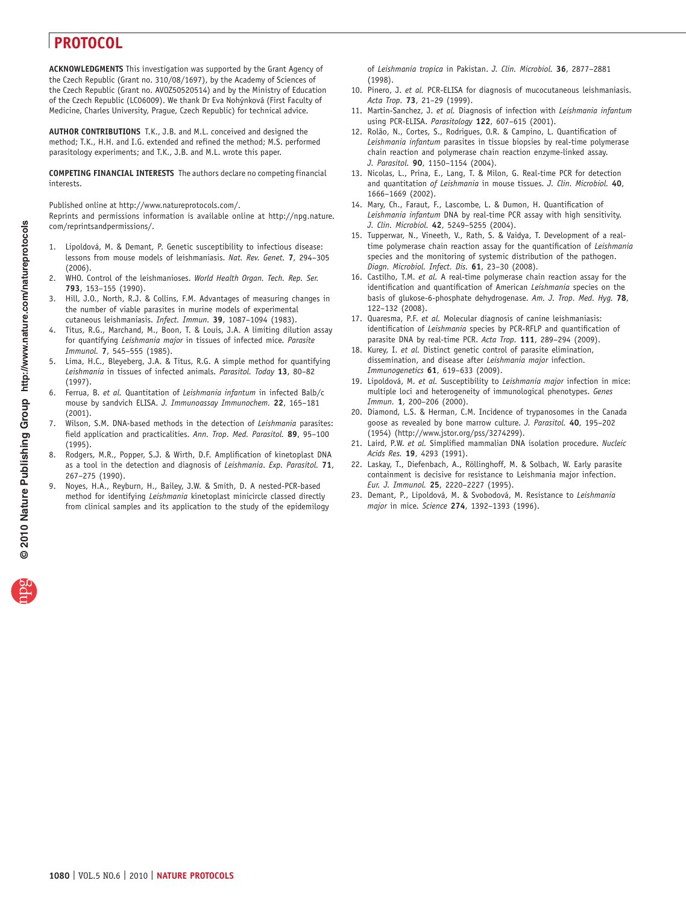**ACKNOWLEDGMENTS** This investigation was supported by the Grant Agency of the Czech Republic (Grant no. 310/08/1697), by the Academy of Sciences of the Czech Republic (Grant no. AVOZ50520514) and by the Ministry of Education of the Czech Republic (LC06009). We thank Dr Eva Nohýnková (First Faculty of Medicine, Charles University, Prague, Czech Republic) for technical advice.

**AUTHOR CONTRIBUTIONS** T.K., J.B. and M.L. conceived and designed the method; T.K., H.H. and I.G. extended and refined the method; M.S. performed parasitology experiments; and T.K., J.B. and M.L. wrote this paper.

**COMPETING FINANCIAL INTERESTS** The authors declare no competing financial interests.

Published online at http://www.natureprotocols.com/.
Reprints and permissions information is available online at http://npg.nature.com/reprintsandpermissions/.

1. Lipoldová, M. & Demant, P. Genetic susceptibility to infectious disease: lessons from mouse models of leishmaniasis. *Nat. Rev. Genet.* **7**, 294–305 (2006).
2. WHO. Control of the leishmanioses. *World Health Organ. Tech. Rep. Ser.* **793**, 153–155 (1990).
3. Hill, J.O., North, R.J. & Collins, F.M. Advantages of measuring changes in the number of viable parasites in murine models of experimental cutaneous leishmaniasis. *Infect. Immun.* **39**, 1087–1094 (1983).
4. Titus, R.G., Marchand, M., Boon, T. & Louis, J.A. A limiting dilution assay for quantifying *Leishmania major* in tissues of infected mice. *Parasite Immunol.* **7**, 545–555 (1985).
5. Lima, H.C., Bleyeberg, J.A. & Titus, R.G. A simple method for quantifying *Leishmania* in tissues of infected animals. *Parasitol. Today* **13**, 80–82 (1997).
6. Ferrua, B. *et al.* Quantitation of *Leishmania infantum* in infected Balb/c mouse by sandvich ELISA. *J. Immunoassay Immunochem.* **22**, 165–181 (2001).
7. Wilson, S.M. DNA-based methods in the detection of *Leishmania* parasites: field application and practicalities. *Ann. Trop. Med. Parasitol.* **89**, 95–100 (1995).
8. Rodgers, M.R., Popper, S.J. & Wirth, D.F. Amplification of kinetoplast DNA as a tool in the detection and diagnosis of *Leishmania*. *Exp. Parasitol.* **71**, 267–275 (1990).
9. Noyes, H.A., Reyburn, H., Bailey, J.W. & Smith, D. A nested-PCR-based method for identifying *Leishmania* kinetoplast minicircle classed directly from clinical samples and its application to the study of the epidemilogy of *Leishmania tropica* in Pakistan. *J. Clin. Microbiol.* **36**, 2877–2881 (1998).
10. Pinero, J. *et al.* PCR-ELISA for diagnosis of mucocutaneous leishmaniasis. *Acta Trop.* **73**, 21–29 (1999).
11. Martin-Sanchez, J. *et al.* Diagnosis of infection with *Leishmania infantum* using PCR-ELISA. *Parasitology* **122**, 607–615 (2001).
12. Rolão, N., Cortes, S., Rodrigues, O.R. & Campino, L. Quantification of *Leishmania infantum* parasites in tissue biopsies by real-time polymerase chain reaction and polymerase chain reaction enzyme-linked assay. *J. Parasitol.* **90**, 1150–1154 (2004).
13. Nicolas, L., Prina, E., Lang, T. & Milon, G. Real-time PCR for detection and quantitation *of Leishmania* in mouse tissues. *J. Clin. Microbiol.* **40**, 1666–1669 (2002).
14. Mary, Ch., Faraut, F., Lascombe, L. & Dumon, H. Quantification of *Leishmania infantum* DNA by real-time PCR assay with high sensitivity. *J. Clin. Microbiol.* **42**, 5249–5255 (2004).
15. Tupperwar, N., Vineeth, V., Rath, S. & Vaidya, T. Development of a real-time polymerase chain reaction assay for the quantification of *Leishmania* species and the monitoring of systemic distribution of the pathogen. *Diagn. Microbiol. Infect. Dis.* **61**, 23–30 (2008).
16. Castilho, T.M. *et al.* A real-time polymerase chain reaction assay for the identification and quantification of American *Leishmania* species on the basis of glukose-6-phosphate dehydrogenase. *Am. J. Trop. Med. Hyg.* **78**, 122–132 (2008).
17. Quaresma, P.F. *et al.* Molecular diagnosis of canine leishmaniasis: identification of *Leishmania* species by PCR-RFLP and quantification of parasite DNA by real-time PCR. *Acta Trop.* **111**, 289–294 (2009).
18. Kurey, I. *et al.* Distinct genetic control of parasite elimination, dissemination, and disease after *Leishmania major* infection. *Immunogenetics* **61**, 619–633 (2009).
19. Lipoldová, M. *et al.* Susceptibility to *Leishmania major* infection in mice: multiple loci and heterogeneity of immunological phenotypes. *Genes Immun.* **1**, 200–206 (2000).
20. Diamond, L.S. & Herman, C.M. Incidence of trypanosomes in the Canada goose as revealed by bone marrow culture. *J. Parasitol.* **40**, 195–202 (1954) (http://www.jstor.org/pss/3274299).
21. Laird, P.W. *et al.* Simplified mammalian DNA isolation procedure. *Nucleic Acids Res.* **19**, 4293 (1991).
22. Laskay, T., Diefenbach, A., Röllinghoff, M. & Solbach, W. Early parasite containment is decisive for resistance to Leishmania major infection. *Eur. J. Immunol.* **25**, 2220–2227 (1995).
23. Demant, P., Lipoldová, M. & Svobodová, M. Resistance to *Leishmania major* in mice. *Science* **274**, 1392–1393 (1996).